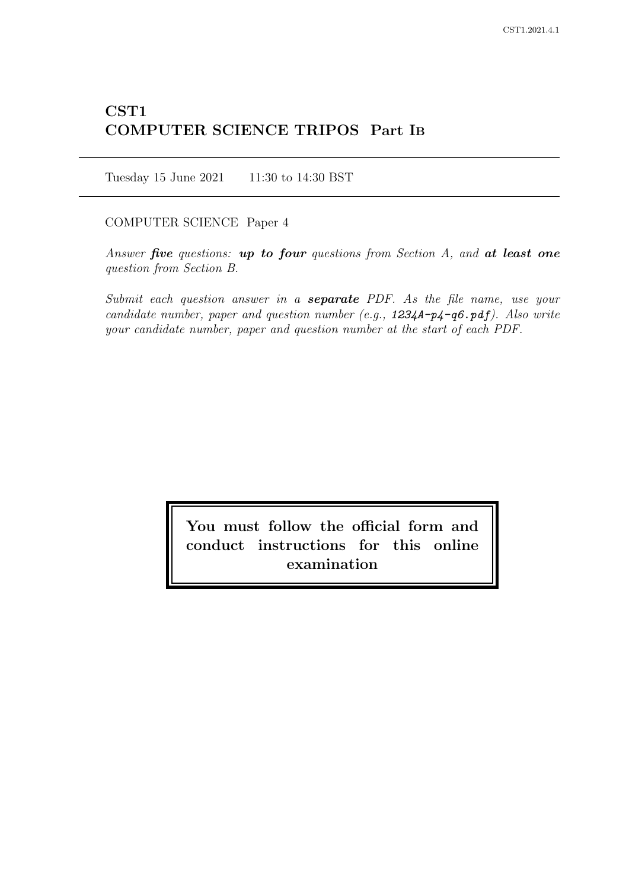# CST1
# COMPUTER SCIENCE TRIPOS Part IB

Tuesday 15 June 2021 11:30 to 14:30 BST

COMPUTER SCIENCE Paper 4

*Answer **five** questions: **up to four** questions from Section A, and **at least one** question from Section B.*

*Submit each question answer in a **separate** PDF. As the file name, use your candidate number, paper and question number (e.g., 1234A-p4-q6.pdf). Also write your candidate number, paper and question number at the start of each PDF.*

**You must follow the official form and conduct instructions for this online examination**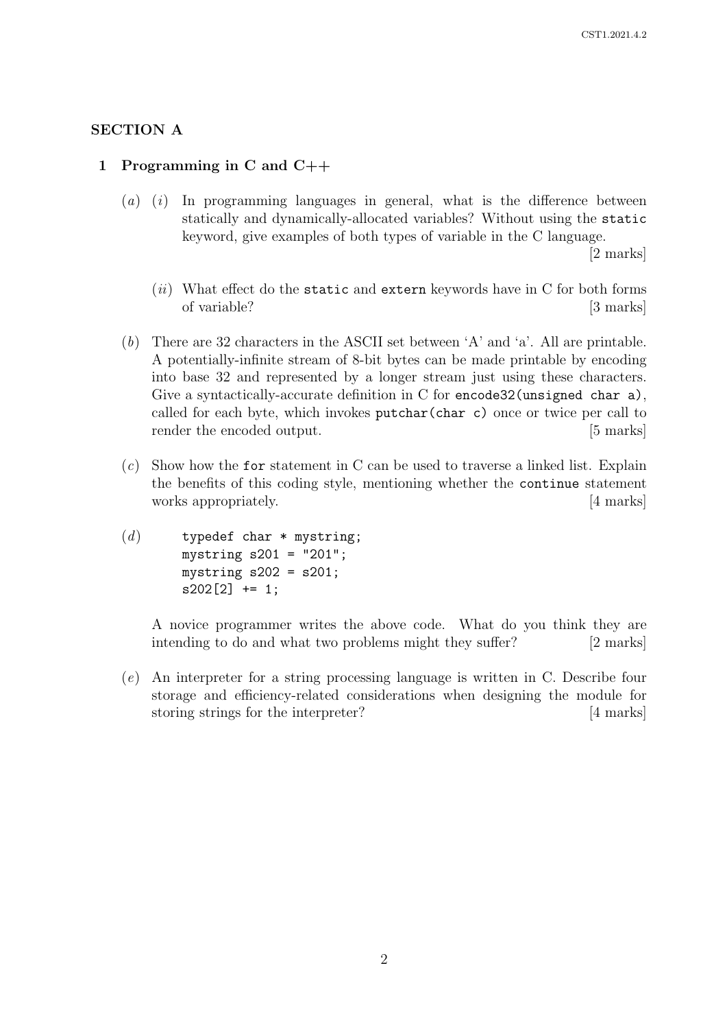## SECTION A

### 1 Programming in C and C++

(*a*) (*i*) In programming languages in general, what is the difference between statically and dynamically-allocated variables? Without using the `static` keyword, give examples of both types of variable in the C language. [2 marks]

(*ii*) What effect do the `static` and `extern` keywords have in C for both forms of variable? [3 marks]

(*b*) There are 32 characters in the ASCII set between 'A' and 'a'. All are printable. A potentially-infinite stream of 8-bit bytes can be made printable by encoding into base 32 and represented by a longer stream just using these characters. Give a syntactically-accurate definition in C for `encode32(unsigned char a)`, called for each byte, which invokes `putchar(char c)` once or twice per call to render the encoded output. [5 marks]

(*c*) Show how the `for` statement in C can be used to traverse a linked list. Explain the benefits of this coding style, mentioning whether the `continue` statement works appropriately. [4 marks]

(*d*)

```
typedef char * mystring;
mystring s201 = "201";
mystring s202 = s201;
s202[2] += 1;
```

A novice programmer writes the above code. What do you think they are intending to do and what two problems might they suffer? [2 marks]

(*e*) An interpreter for a string processing language is written in C. Describe four storage and efficiency-related considerations when designing the module for storing strings for the interpreter? [4 marks]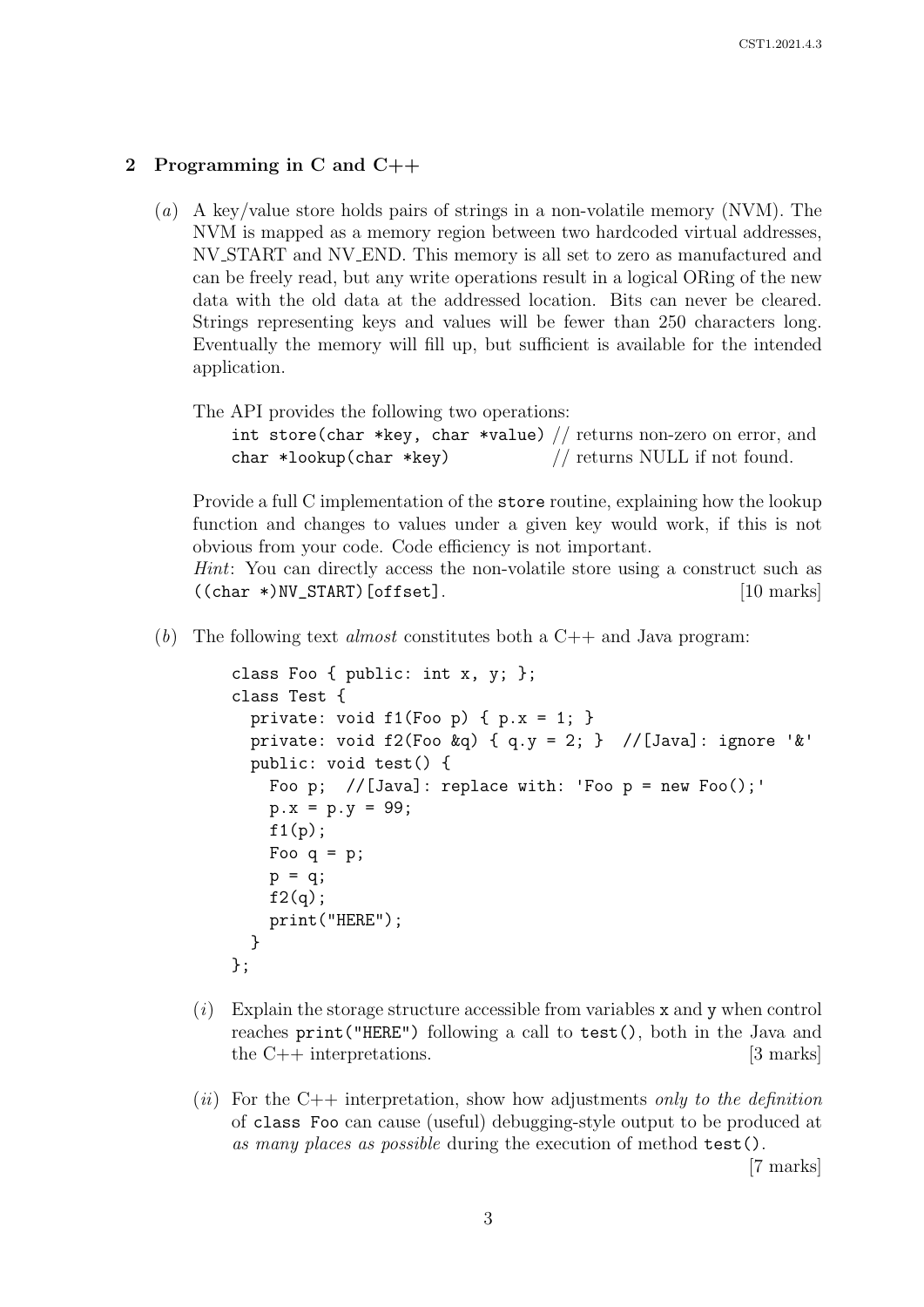## 2 Programming in C and C++

(*a*) A key/value store holds pairs of strings in a non-volatile memory (NVM). The NVM is mapped as a memory region between two hardcoded virtual addresses, NV_START and NV_END. This memory is all set to zero as manufactured and can be freely read, but any write operations result in a logical ORing of the new data with the old data at the addressed location. Bits can never be cleared. Strings representing keys and values will be fewer than 250 characters long. Eventually the memory will fill up, but sufficient is available for the intended application.

The API provides the following two operations:

`int store(char *key, char *value)` // returns non-zero on error, and
`char *lookup(char *key)` // returns NULL if not found.

Provide a full C implementation of the `store` routine, explaining how the lookup function and changes to values under a given key would work, if this is not obvious from your code. Code efficiency is not important.

*Hint*: You can directly access the non-volatile store using a construct such as `((char *)NV_START)[offset]`. [10 marks]

(*b*) The following text *almost* constitutes both a C++ and Java program:

```
class Foo { public: int x, y; };
class Test {
  private: void f1(Foo p) { p.x = 1; }
  private: void f2(Foo &q) { q.y = 2; }  //[Java]: ignore '&'
  public: void test() {
    Foo p;  //[Java]: replace with: 'Foo p = new Foo();'
    p.x = p.y = 99;
    f1(p);
    Foo q = p;
    p = q;
    f2(q);
    print("HERE");
  }
};
```

(*i*) Explain the storage structure accessible from variables `x` and `y` when control reaches `print("HERE")` following a call to `test()`, both in the Java and the C++ interpretations. [3 marks]

(*ii*) For the C++ interpretation, show how adjustments *only to the definition* of `class Foo` can cause (useful) debugging-style output to be produced at *as many places as possible* during the execution of method `test()`. [7 marks]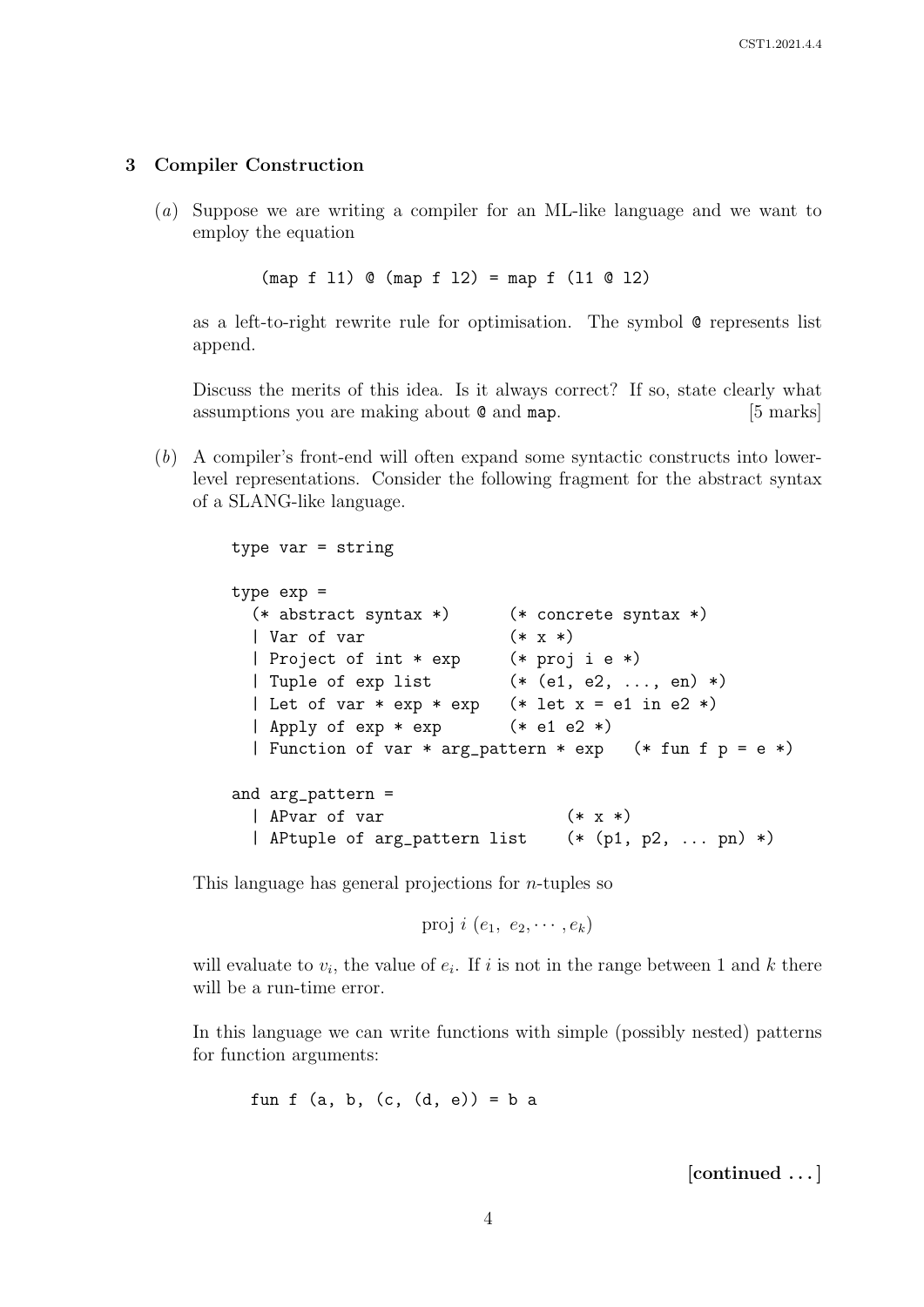## 3 Compiler Construction

(*a*) Suppose we are writing a compiler for an ML-like language and we want to employ the equation

```
(map f l1) @ (map f l2) = map f (l1 @ l2)
```

as a left-to-right rewrite rule for optimisation. The symbol @ represents list append.

Discuss the merits of this idea. Is it always correct? If so, state clearly what assumptions you are making about @ and map. [5 marks]

(*b*) A compiler's front-end will often expand some syntactic constructs into lower-level representations. Consider the following fragment for the abstract syntax of a SLANG-like language.

```
type var = string

type exp =
  (* abstract syntax *)      (* concrete syntax *)
  | Var of var               (* x *)
  | Project of int * exp     (* proj i e *)
  | Tuple of exp list        (* (e1, e2, ..., en) *)
  | Let of var * exp * exp   (* let x = e1 in e2 *)
  | Apply of exp * exp       (* e1 e2 *)
  | Function of var * arg_pattern * exp   (* fun f p = e *)

and arg_pattern =
  | APvar of var                  (* x *)
  | APtuple of arg_pattern list   (* (p1, p2, ... pn) *)
```

This language has general projections for $n$-tuples so

$$\text{proj } i \ (e_1, \ e_2, \cdots, e_k)$$

will evaluate to $v_i$, the value of $e_i$. If $i$ is not in the range between 1 and $k$ there will be a run-time error.

In this language we can write functions with simple (possibly nested) patterns for function arguments:

```
fun f (a, b, (c, (d, e))) = b a
```

**[continued . . . ]**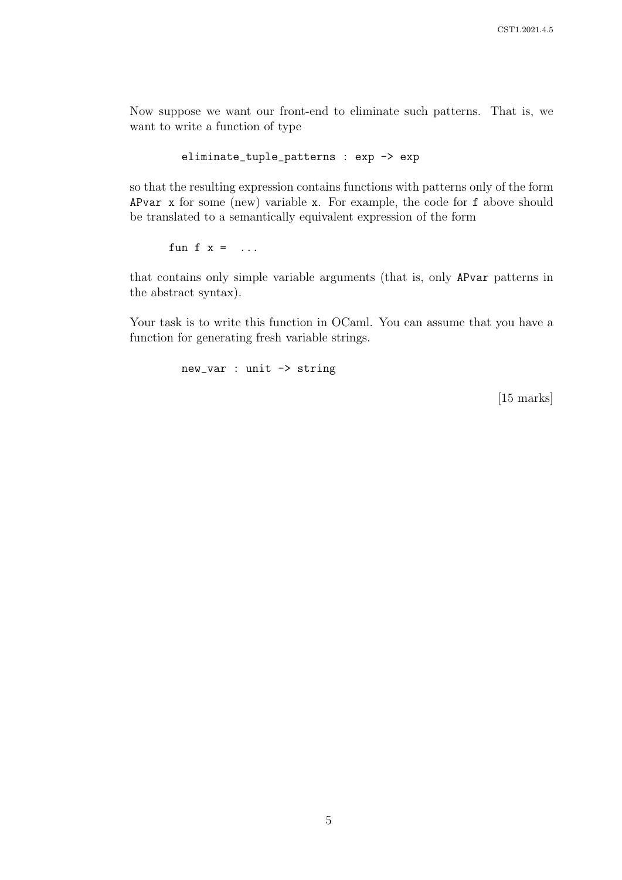Now suppose we want our front-end to eliminate such patterns. That is, we want to write a function of type

```
eliminate_tuple_patterns : exp -> exp
```

so that the resulting expression contains functions with patterns only of the form `APvar x` for some (new) variable `x`. For example, the code for `f` above should be translated to a semantically equivalent expression of the form

```
fun f x =  ...
```

that contains only simple variable arguments (that is, only `APvar` patterns in the abstract syntax).

Your task is to write this function in OCaml. You can assume that you have a function for generating fresh variable strings.

```
new_var : unit -> string
```

[15 marks]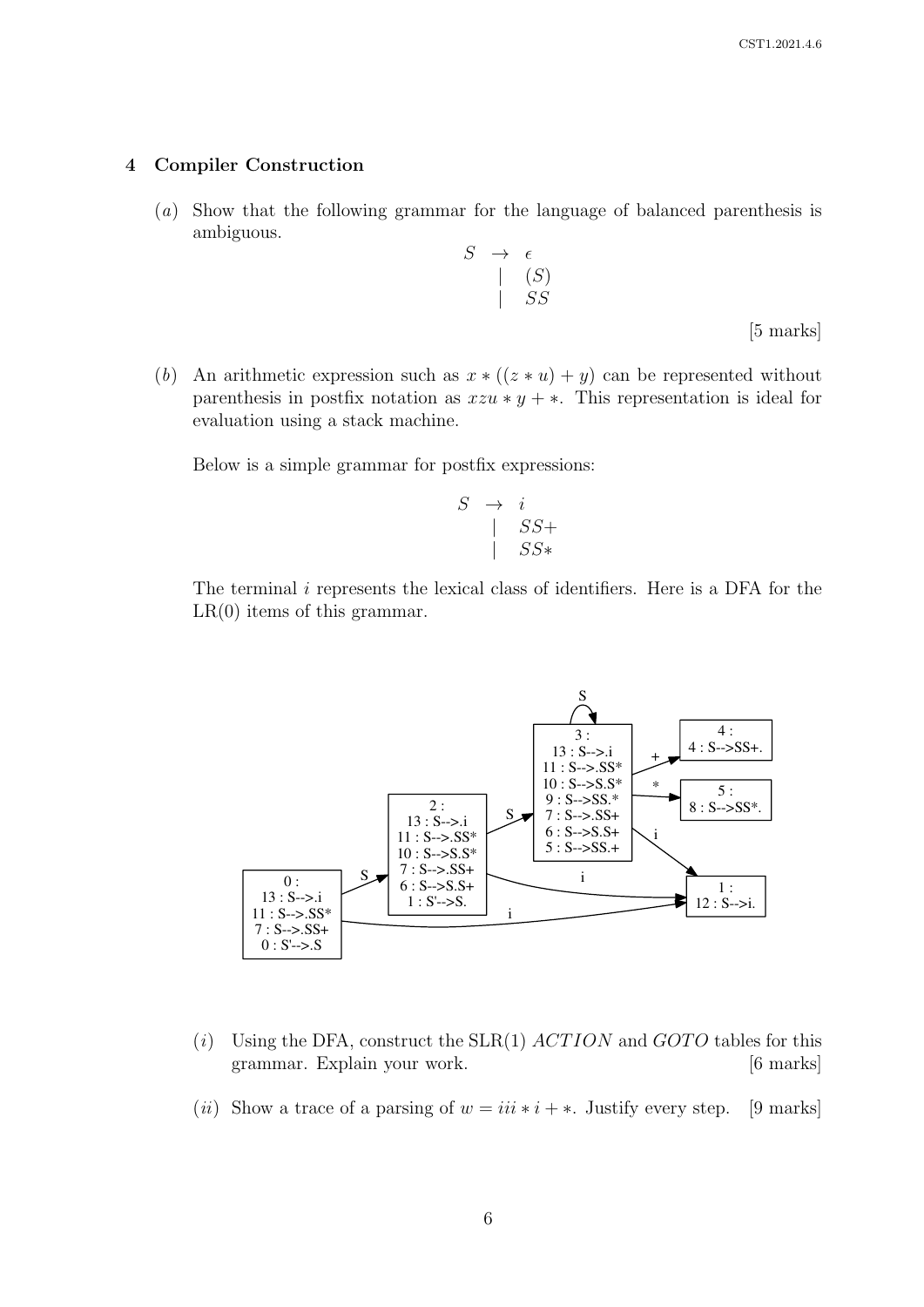## 4 Compiler Construction

(*a*) Show that the following grammar for the language of balanced parenthesis is ambiguous.

$$
\begin{array}{rcl}
S & \rightarrow & \epsilon \\
  & | & (S) \\
  & | & SS
\end{array}
$$

[5 marks]

(*b*) An arithmetic expression such as $x * ((z * u) + y)$ can be represented without parenthesis in postfix notation as $xzu * y + *$. This representation is ideal for evaluation using a stack machine.

Below is a simple grammar for postfix expressions:

$$
\begin{array}{rcl}
S & \rightarrow & i \\
  & | & SS+ \\
  & | & SS*
\end{array}
$$

The terminal $i$ represents the lexical class of identifiers. Here is a DFA for the LR(0) items of this grammar.

```
0 :                 2 :                 3 :                  4 :
13 : S-->.i         13 : S-->.i         13 : S-->.i          4 : S-->SS+.
11 : S-->.SS*       11 : S-->.SS*       11 : S-->.SS*
7 : S-->.SS+        10 : S-->S.S*       10 : S-->S.S*        5 :
0 : S'-->.S         7 : S-->.SS+        9 : S-->SS.*         8 : S-->SS*.
                    6 : S-->S.S+        7 : S-->.SS+
                    1 : S'-->S.         6 : S-->S.S+         1 :
                                        5 : S-->SS.+         12 : S-->i.

Transitions:
0 --S--> 2
0 --i--> 1
2 --S--> 3
2 --i--> 1
3 --S--> 3
3 --+--> 4
3 --*--> 5
3 --i--> 1
```

(*i*) Using the DFA, construct the SLR(1) *ACTION* and *GOTO* tables for this grammar. Explain your work. [6 marks]

(*ii*) Show a trace of a parsing of $w = iii * i + *$. Justify every step. [9 marks]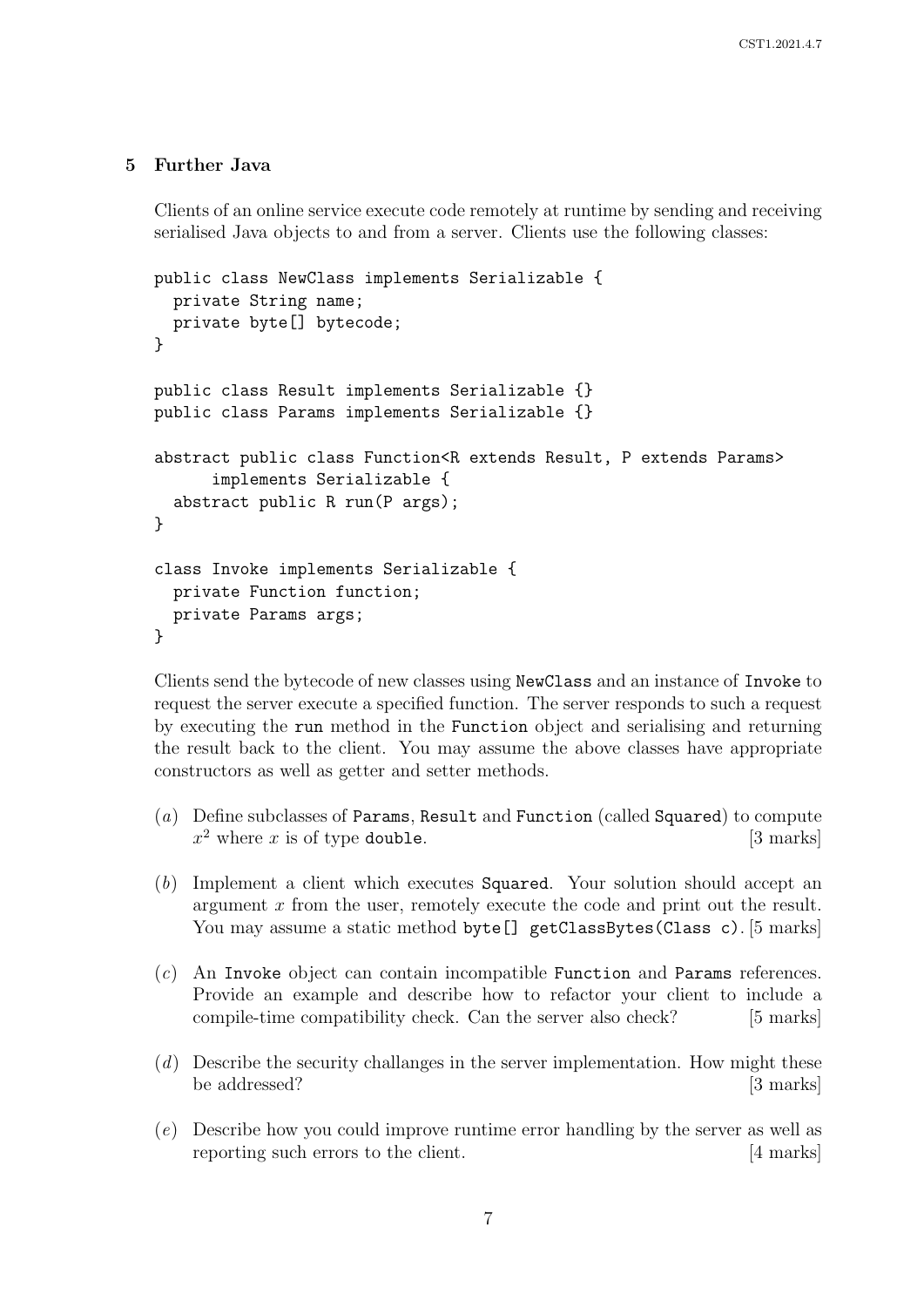## 5 Further Java

Clients of an online service execute code remotely at runtime by sending and receiving serialised Java objects to and from a server. Clients use the following classes:

```
public class NewClass implements Serializable {
  private String name;
  private byte[] bytecode;
}

public class Result implements Serializable {}
public class Params implements Serializable {}

abstract public class Function<R extends Result, P extends Params>
      implements Serializable {
  abstract public R run(P args);
}

class Invoke implements Serializable {
  private Function function;
  private Params args;
}
```

Clients send the bytecode of new classes using NewClass and an instance of Invoke to request the server execute a specified function. The server responds to such a request by executing the run method in the Function object and serialising and returning the result back to the client. You may assume the above classes have appropriate constructors as well as getter and setter methods.

(*a*) Define subclasses of Params, Result and Function (called Squared) to compute $x^2$ where $x$ is of type double. [3 marks]

(*b*) Implement a client which executes Squared. Your solution should accept an argument $x$ from the user, remotely execute the code and print out the result. You may assume a static method byte[] getClassBytes(Class c). [5 marks]

(*c*) An Invoke object can contain incompatible Function and Params references. Provide an example and describe how to refactor your client to include a compile-time compatibility check. Can the server also check? [5 marks]

(*d*) Describe the security challanges in the server implementation. How might these be addressed? [3 marks]

(*e*) Describe how you could improve runtime error handling by the server as well as reporting such errors to the client. [4 marks]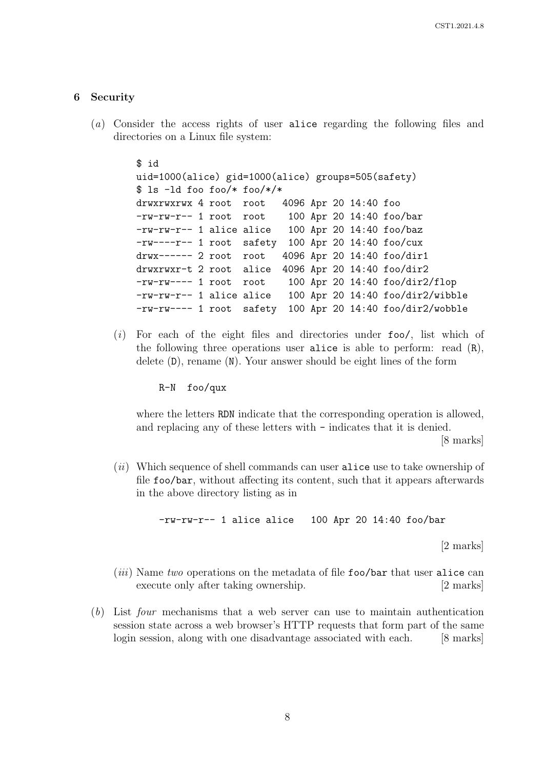## 6 Security

(*a*) Consider the access rights of user `alice` regarding the following files and directories on a Linux file system:

```
$ id
uid=1000(alice) gid=1000(alice) groups=505(safety)
$ ls -ld foo foo/* foo/*/*
drwxrwxrwx 4 root  root   4096 Apr 20 14:40 foo
-rw-rw-r-- 1 root  root    100 Apr 20 14:40 foo/bar
-rw-rw-r-- 1 alice alice   100 Apr 20 14:40 foo/baz
-rw----r-- 1 root  safety  100 Apr 20 14:40 foo/cux
drwx------ 2 root  root   4096 Apr 20 14:40 foo/dir1
drwxrwxr-t 2 root  alice  4096 Apr 20 14:40 foo/dir2
-rw-rw---- 1 root  root    100 Apr 20 14:40 foo/dir2/flop
-rw-rw-r-- 1 alice alice   100 Apr 20 14:40 foo/dir2/wibble
-rw-rw---- 1 root  safety  100 Apr 20 14:40 foo/dir2/wobble
```

(*i*) For each of the eight files and directories under `foo/`, list which of the following three operations user `alice` is able to perform: read (`R`), delete (`D`), rename (`N`). Your answer should be eight lines of the form

```
R-N  foo/qux
```

where the letters `RDN` indicate that the corresponding operation is allowed, and replacing any of these letters with `-` indicates that it is denied. [8 marks]

(*ii*) Which sequence of shell commands can user `alice` use to take ownership of file `foo/bar`, without affecting its content, such that it appears afterwards in the above directory listing as in

```
-rw-rw-r-- 1 alice alice   100 Apr 20 14:40 foo/bar
```

[2 marks]

(*iii*) Name *two* operations on the metadata of file `foo/bar` that user `alice` can execute only after taking ownership. [2 marks]

(*b*) List *four* mechanisms that a web server can use to maintain authentication session state across a web browser's HTTP requests that form part of the same login session, along with one disadvantage associated with each. [8 marks]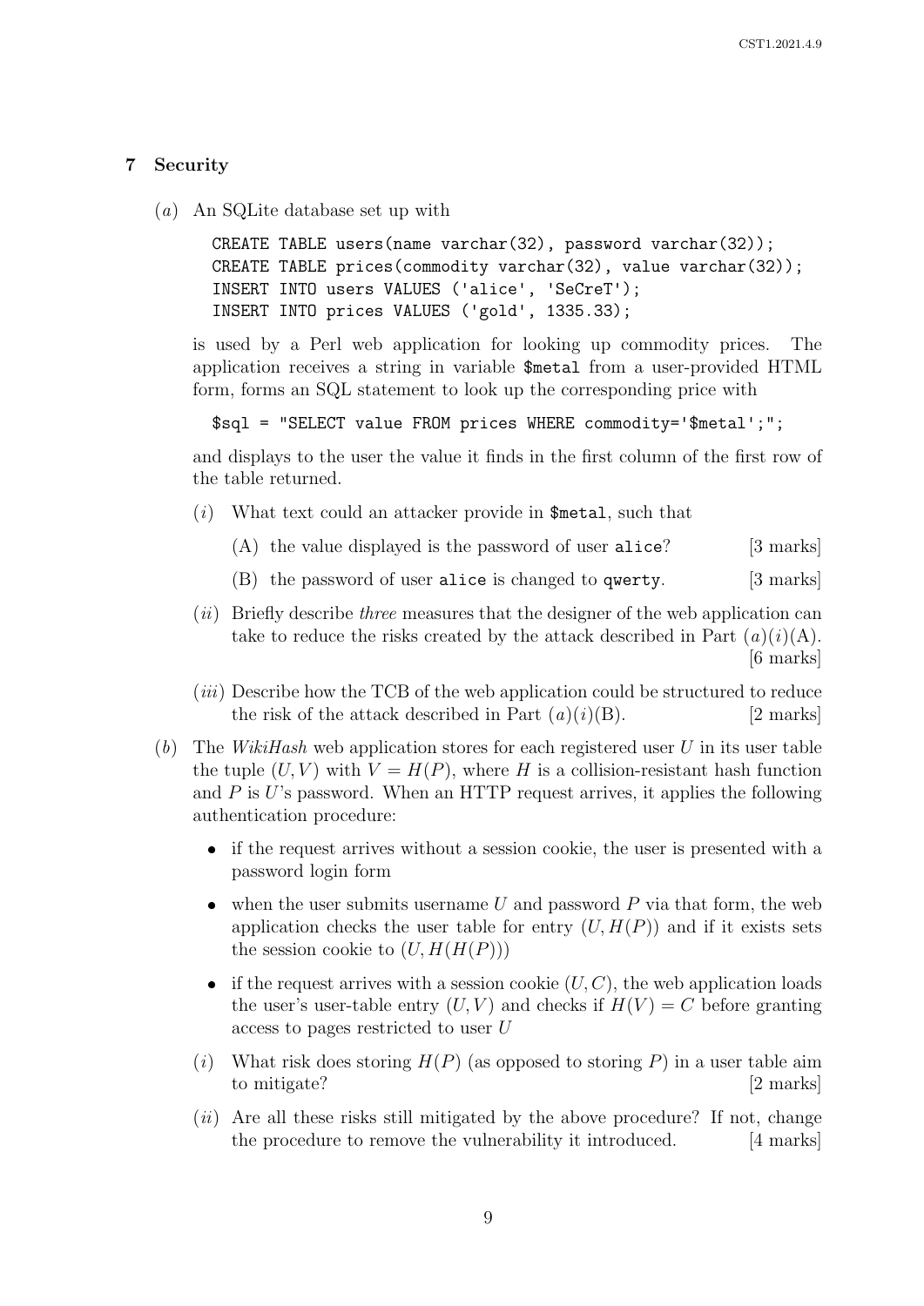## 7 Security

(*a*) An SQLite database set up with

```
CREATE TABLE users(name varchar(32), password varchar(32));
CREATE TABLE prices(commodity varchar(32), value varchar(32));
INSERT INTO users VALUES ('alice', 'SeCreT');
INSERT INTO prices VALUES ('gold', 1335.33);
```

is used by a Perl web application for looking up commodity prices. The application receives a string in variable `$metal` from a user-provided HTML form, forms an SQL statement to look up the corresponding price with

```
$sql = "SELECT value FROM prices WHERE commodity='$metal';";
```

and displays to the user the value it finds in the first column of the first row of the table returned.

(*i*) What text could an attacker provide in `$metal`, such that

(A) the value displayed is the password of user `alice`? [3 marks]

(B) the password of user `alice` is changed to `qwerty`. [3 marks]

(*ii*) Briefly describe *three* measures that the designer of the web application can take to reduce the risks created by the attack described in Part (*a*)(*i*)(A). [6 marks]

(*iii*) Describe how the TCB of the web application could be structured to reduce the risk of the attack described in Part (*a*)(*i*)(B). [2 marks]

(*b*) The *WikiHash* web application stores for each registered user $U$ in its user table the tuple $(U, V)$ with $V = H(P)$, where $H$ is a collision-resistant hash function and $P$ is $U$'s password. When an HTTP request arrives, it applies the following authentication procedure:

- if the request arrives without a session cookie, the user is presented with a password login form
- when the user submits username $U$ and password $P$ via that form, the web application checks the user table for entry $(U, H(P))$ and if it exists sets the session cookie to $(U, H(H(P)))$
- if the request arrives with a session cookie $(U, C)$, the web application loads the user's user-table entry $(U, V)$ and checks if $H(V) = C$ before granting access to pages restricted to user $U$

(*i*) What risk does storing $H(P)$ (as opposed to storing $P$) in a user table aim to mitigate? [2 marks]

(*ii*) Are all these risks still mitigated by the above procedure? If not, change the procedure to remove the vulnerability it introduced. [4 marks]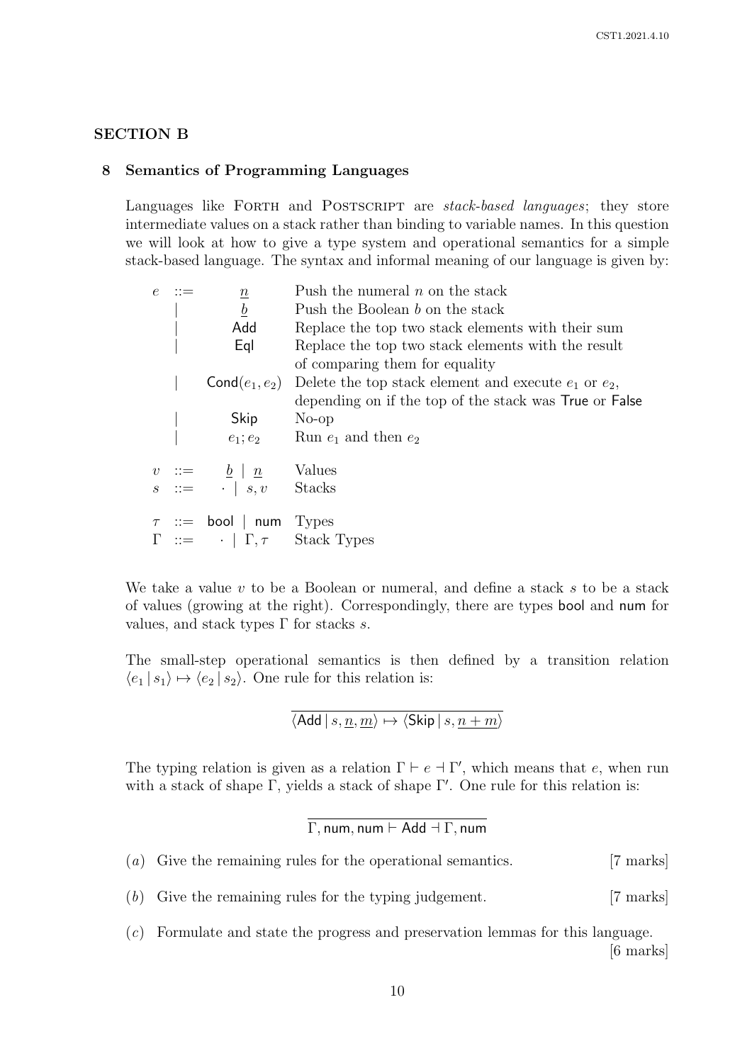## SECTION B

### 8 Semantics of Programming Languages

Languages like FORTH and POSTSCRIPT are *stack-based languages*; they store intermediate values on a stack rather than binding to variable names. In this question we will look at how to give a type system and operational semantics for a simple stack-based language. The syntax and informal meaning of our language is given by:

| | | | |
|---|---|---|---|
| $e$ | $::=$ | $\underline{n}$ | Push the numeral $n$ on the stack |
| | $\mid$ | $\underline{b}$ | Push the Boolean $b$ on the stack |
| | $\mid$ | $\mathsf{Add}$ | Replace the top two stack elements with their sum |
| | $\mid$ | $\mathsf{Eql}$ | Replace the top two stack elements with the result of comparing them for equality |
| | $\mid$ | $\mathsf{Cond}(e_1, e_2)$ | Delete the top stack element and execute $e_1$ or $e_2$, depending on if the top of the stack was $\mathsf{True}$ or $\mathsf{False}$ |
| | $\mid$ | $\mathsf{Skip}$ | No-op |
| | $\mid$ | $e_1; e_2$ | Run $e_1$ and then $e_2$ |
| $v$ | $::=$ | $\underline{b} \mid \underline{n}$ | Values |
| $s$ | $::=$ | $\cdot \mid s, v$ | Stacks |
| $\tau$ | $::=$ | $\mathsf{bool} \mid \mathsf{num}$ | Types |
| $\Gamma$ | $::=$ | $\cdot \mid \Gamma, \tau$ | Stack Types |

We take a value $v$ to be a Boolean or numeral, and define a stack $s$ to be a stack of values (growing at the right). Correspondingly, there are types $\mathsf{bool}$ and $\mathsf{num}$ for values, and stack types $\Gamma$ for stacks $s$.

The small-step operational semantics is then defined by a transition relation $\langle e_1 \mid s_1 \rangle \mapsto \langle e_2 \mid s_2 \rangle$. One rule for this relation is:

$$\frac{}{\langle \mathsf{Add} \mid s, \underline{n}, \underline{m} \rangle \mapsto \langle \mathsf{Skip} \mid s, \underline{n+m} \rangle}$$

The typing relation is given as a relation $\Gamma \vdash e \dashv \Gamma'$, which means that $e$, when run with a stack of shape $\Gamma$, yields a stack of shape $\Gamma'$. One rule for this relation is:

$$\frac{}{\Gamma, \mathsf{num}, \mathsf{num} \vdash \mathsf{Add} \dashv \Gamma, \mathsf{num}}$$

(*a*) Give the remaining rules for the operational semantics. [7 marks]

(*b*) Give the remaining rules for the typing judgement. [7 marks]

(*c*) Formulate and state the progress and preservation lemmas for this language. [6 marks]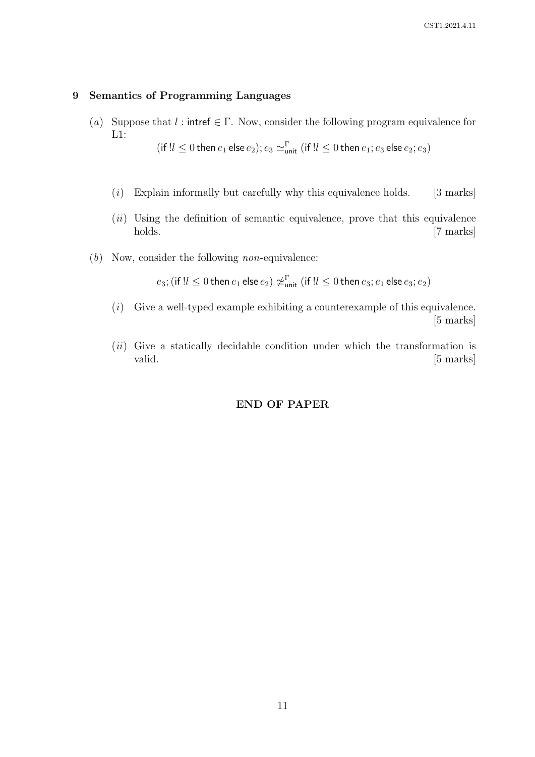## 9 Semantics of Programming Languages

(*a*) Suppose that $l : \mathsf{intref} \in \Gamma$. Now, consider the following program equivalence for L1:

$$(\mathsf{if}\ !l \leq 0\ \mathsf{then}\ e_1\ \mathsf{else}\ e_2); e_3 \simeq^{\Gamma}_{\mathsf{unit}} (\mathsf{if}\ !l \leq 0\ \mathsf{then}\ e_1; e_3\ \mathsf{else}\ e_2; e_3)$$

(*i*) Explain informally but carefully why this equivalence holds. [3 marks]

(*ii*) Using the definition of semantic equivalence, prove that this equivalence holds. [7 marks]

(*b*) Now, consider the following *non*-equivalence:

$$e_3; (\mathsf{if}\ !l \leq 0\ \mathsf{then}\ e_1\ \mathsf{else}\ e_2) \not\simeq^{\Gamma}_{\mathsf{unit}} (\mathsf{if}\ !l \leq 0\ \mathsf{then}\ e_3; e_1\ \mathsf{else}\ e_3; e_2)$$

(*i*) Give a well-typed example exhibiting a counterexample of this equivalence. [5 marks]

(*ii*) Give a statically decidable condition under which the transformation is valid. [5 marks]

**END OF PAPER**